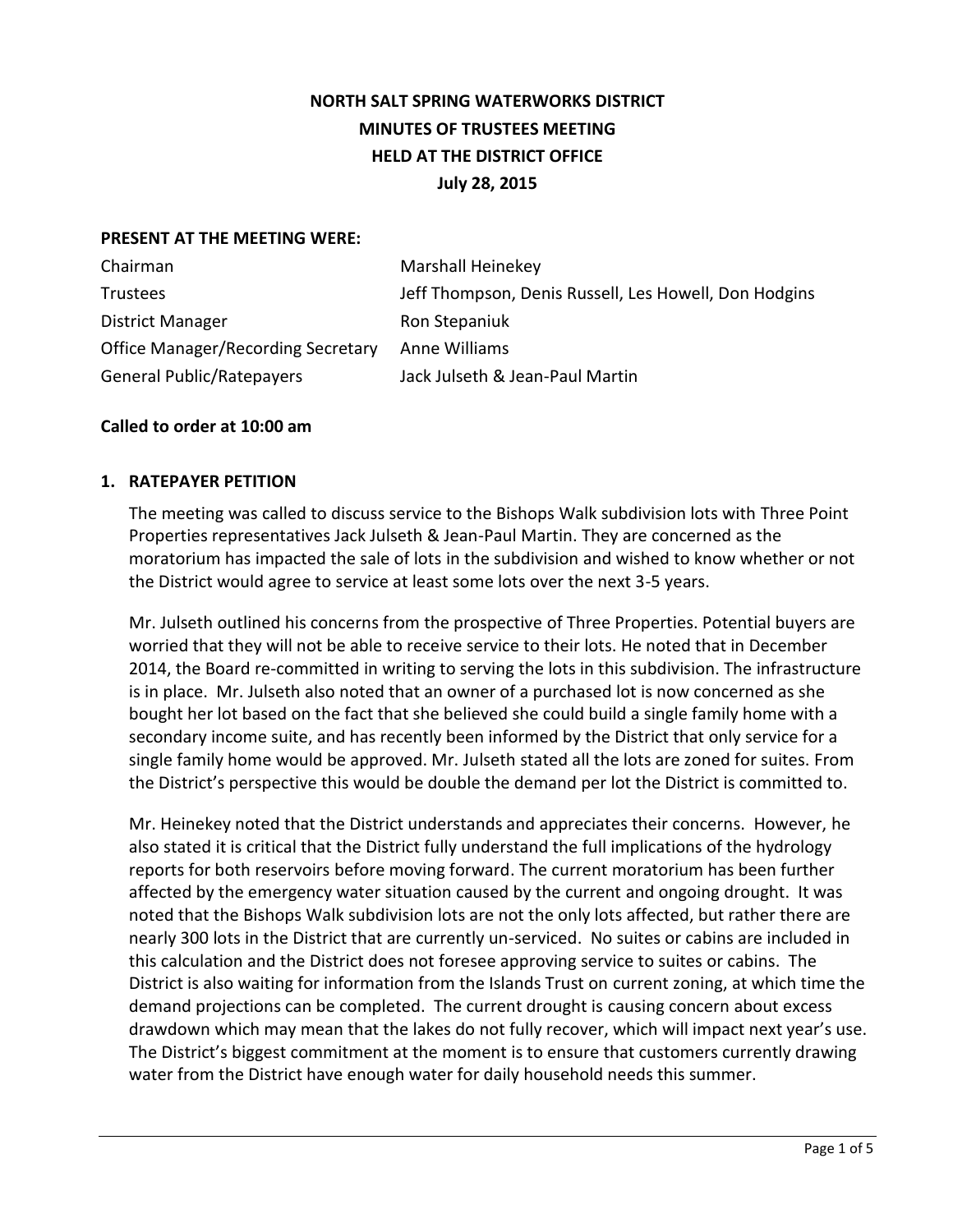# NORTH SALT SPRING WATERWORKS DISTRICT
## MINUTES OF TRUSTEES MEETING
## HELD AT THE DISTRICT OFFICE
## July 28, 2015

**PRESENT AT THE MEETING WERE:**

| | |
|---|---|
| Chairman | Marshall Heinekey |
| Trustees | Jeff Thompson, Denis Russell, Les Howell, Don Hodgins |
| District Manager | Ron Stepaniuk |
| Office Manager/Recording Secretary | Anne Williams |
| General Public/Ratepayers | Jack Julseth & Jean-Paul Martin |

**Called to order at 10:00 am**

### 1. RATEPAYER PETITION

The meeting was called to discuss service to the Bishops Walk subdivision lots with Three Point Properties representatives Jack Julseth & Jean-Paul Martin. They are concerned as the moratorium has impacted the sale of lots in the subdivision and wished to know whether or not the District would agree to service at least some lots over the next 3-5 years.

Mr. Julseth outlined his concerns from the prospective of Three Properties. Potential buyers are worried that they will not be able to receive service to their lots. He noted that in December 2014, the Board re-committed in writing to serving the lots in this subdivision. The infrastructure is in place. Mr. Julseth also noted that an owner of a purchased lot is now concerned as she bought her lot based on the fact that she believed she could build a single family home with a secondary income suite, and has recently been informed by the District that only service for a single family home would be approved. Mr. Julseth stated all the lots are zoned for suites. From the District's perspective this would be double the demand per lot the District is committed to.

Mr. Heinekey noted that the District understands and appreciates their concerns. However, he also stated it is critical that the District fully understand the full implications of the hydrology reports for both reservoirs before moving forward. The current moratorium has been further affected by the emergency water situation caused by the current and ongoing drought. It was noted that the Bishops Walk subdivision lots are not the only lots affected, but rather there are nearly 300 lots in the District that are currently un-serviced. No suites or cabins are included in this calculation and the District does not foresee approving service to suites or cabins. The District is also waiting for information from the Islands Trust on current zoning, at which time the demand projections can be completed. The current drought is causing concern about excess drawdown which may mean that the lakes do not fully recover, which will impact next year's use. The District's biggest commitment at the moment is to ensure that customers currently drawing water from the District have enough water for daily household needs this summer.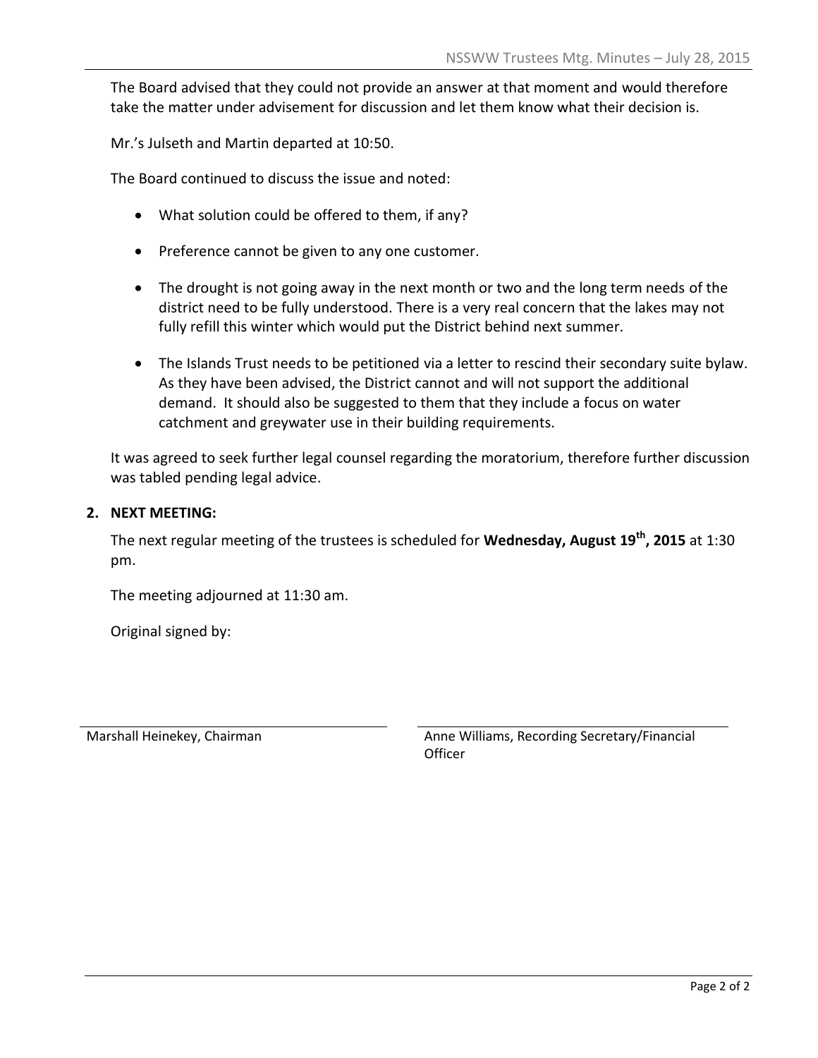The Board advised that they could not provide an answer at that moment and would therefore take the matter under advisement for discussion and let them know what their decision is.

Mr.'s Julseth and Martin departed at 10:50.

The Board continued to discuss the issue and noted:

- What solution could be offered to them, if any?
- Preference cannot be given to any one customer.
- The drought is not going away in the next month or two and the long term needs of the district need to be fully understood. There is a very real concern that the lakes may not fully refill this winter which would put the District behind next summer.
- The Islands Trust needs to be petitioned via a letter to rescind their secondary suite bylaw. As they have been advised, the District cannot and will not support the additional demand. It should also be suggested to them that they include a focus on water catchment and greywater use in their building requirements.

It was agreed to seek further legal counsel regarding the moratorium, therefore further discussion was tabled pending legal advice.

**2. NEXT MEETING:**

The next regular meeting of the trustees is scheduled for **Wednesday, August 19th, 2015** at 1:30 pm.

The meeting adjourned at 11:30 am.

Original signed by:

Marshall Heinekey, Chairman

Anne Williams, Recording Secretary/Financial Officer